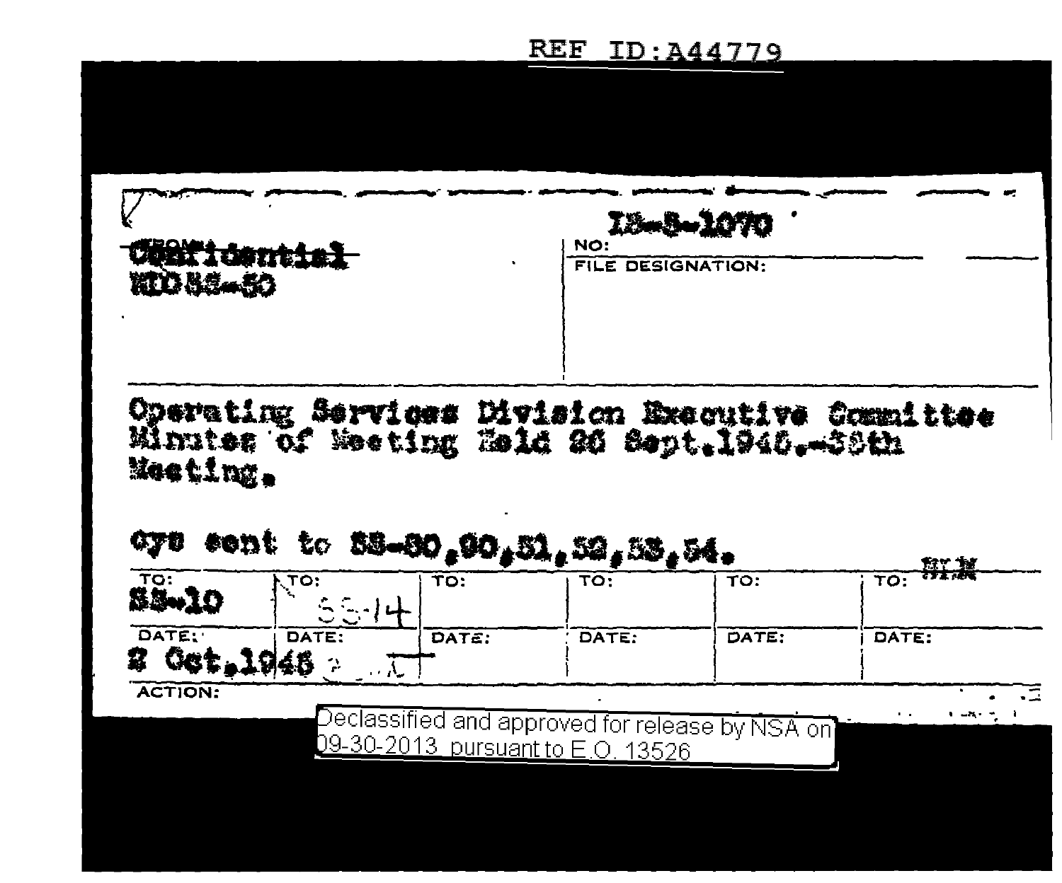REF ID:A44779

FROM:
~~Confidential~~
NID SS-50

NO: IS-S-1070

FILE DESIGNATION:

Operating Services Division Executive Committee Minutes of Meeting Held 26 Sept.1946.-39th Meeting.

cys sent to SS-80,90,51,52,53,54.

| TO: | TO: | TO: | TO: | TO: | TO: |
|---|---|---|---|---|---|
| SS-10 | SS-14 | | | | |
| DATE: | DATE: | DATE: | DATE: | DATE: | DATE: |
| 2 Oct,1946 | | | | | |

ACTION:

Declassified and approved for release by NSA on 09-30-2013 pursuant to E.O. 13526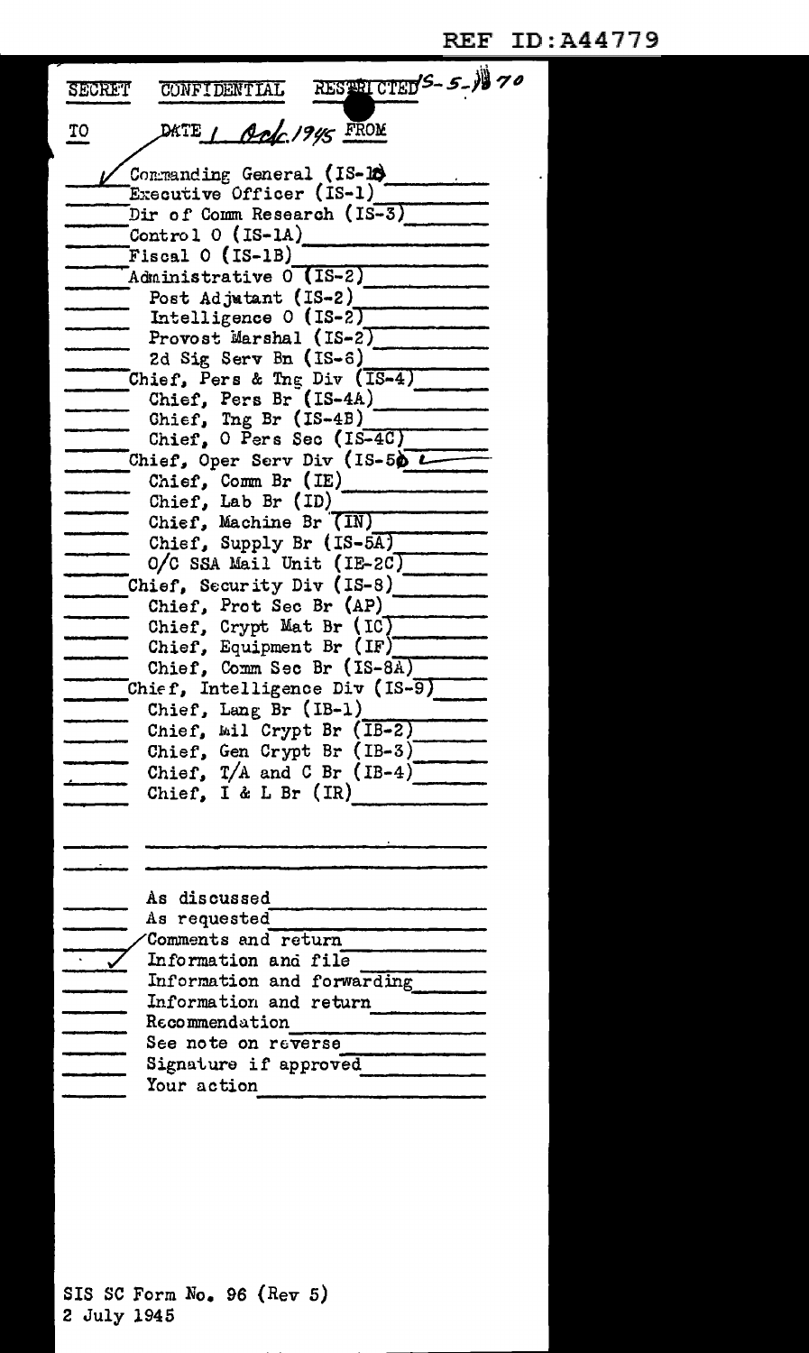REF ID:A44779

SECRET CONFIDENTIAL RESTRICTED IS-5-1170

TO DATE 1 Oct. 1945 FROM

- ✓ Commanding General (IS-1)
- Executive Officer (IS-1)
- Dir of Comm Research (IS-3)
- Control O (IS-1A)
- Fiscal O (IS-1B)
- Administrative O (IS-2)
  - Post Adjutant (IS-2)
  - Intelligence O (IS-2)
  - Provost Marshal (IS-2)
  - 2d Sig Serv Bn (IS-6)
- Chief, Pers & Tng Div (IS-4)
  - Chief, Pers Br (IS-4A)
  - Chief, Tng Br (IS-4B)
  - Chief, O Pers Sec (IS-4C)
- Chief, Oper Serv Div (IS-5) ←
  - Chief, Comm Br (IE)
  - Chief, Lab Br (ID)
  - Chief, Machine Br (IN)
  - Chief, Supply Br (IS-5A)
  - O/C SSA Mail Unit (IE-2C)
- Chief, Security Div (IS-8)
  - Chief, Prot Sec Br (AP)
  - Chief, Crypt Mat Br (IC)
  - Chief, Equipment Br (IF)
  - Chief, Comm Sec Br (IS-8A)
- Chief, Intelligence Div (IS-9)
  - Chief, Lang Br (IB-1)
  - Chief, Mil Crypt Br (IB-2)
  - Chief, Gen Crypt Br (IB-3)
  - Chief, T/A and C Br (IB-4)
  - Chief, I & L Br (IR)

---

- As discussed
- As requested
- Comments and return
- ✓ Information and file
- Information and forwarding
- Information and return
- Recommendation
- See note on reverse
- Signature if approved
- Your action

SIS SC Form No. 96 (Rev 5)
2 July 1945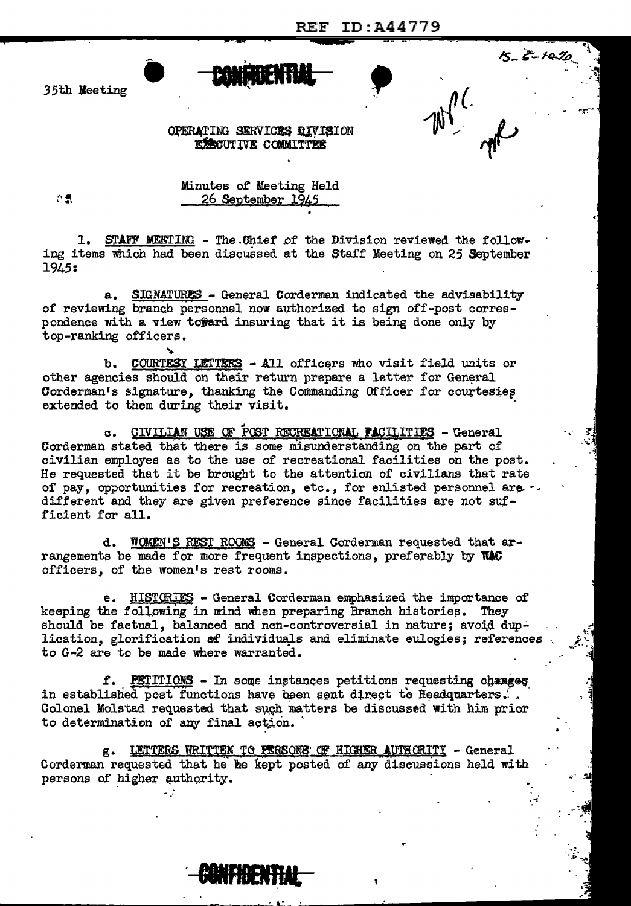REF ID:A44779

CONFIDENTIAL

35th Meeting

OPERATING SERVICES DIVISION
EXECUTIVE COMMITTEE

Minutes of Meeting Held
26 September 1945

1. STAFF MEETING - The Chief of the Division reviewed the following items which had been discussed at the Staff Meeting on 25 September 1945:

a. SIGNATURES - General Corderman indicated the advisability of reviewing branch personnel now authorized to sign off-post correspondence with a view toward insuring that it is being done only by top-ranking officers.

b. COURTESY LETTERS - All officers who visit field units or other agencies should on their return prepare a letter for General Corderman's signature, thanking the Commanding Officer for courtesies extended to them during their visit.

c. CIVILIAN USE OF POST RECREATIONAL FACILITIES - General Corderman stated that there is some misunderstanding on the part of civilian employes as to the use of recreational facilities on the post. He requested that it be brought to the attention of civilians that rate of pay, opportunities for recreation, etc., for enlisted personnel are different and they are given preference since facilities are not sufficient for all.

d. WOMEN'S REST ROOMS - General Corderman requested that arrangements be made for more frequent inspections, preferably by WAC officers, of the women's rest rooms.

e. HISTORIES - General Corderman emphasized the importance of keeping the following in mind when preparing Branch histories. They should be factual, balanced and non-controversial in nature; avoid duplication, glorification of individuals and eliminate eulogies; references to G-2 are to be made where warranted.

f. PETITIONS - In some instances petitions requesting changes in established post functions have been sent direct to Headquarters. Colonel Molstad requested that such matters be discussed with him prior to determination of any final action.

g. LETTERS WRITTEN TO PERSONS OF HIGHER AUTHORITY - General Corderman requested that he be kept posted of any discussions held with persons of higher authority.

CONFIDENTIAL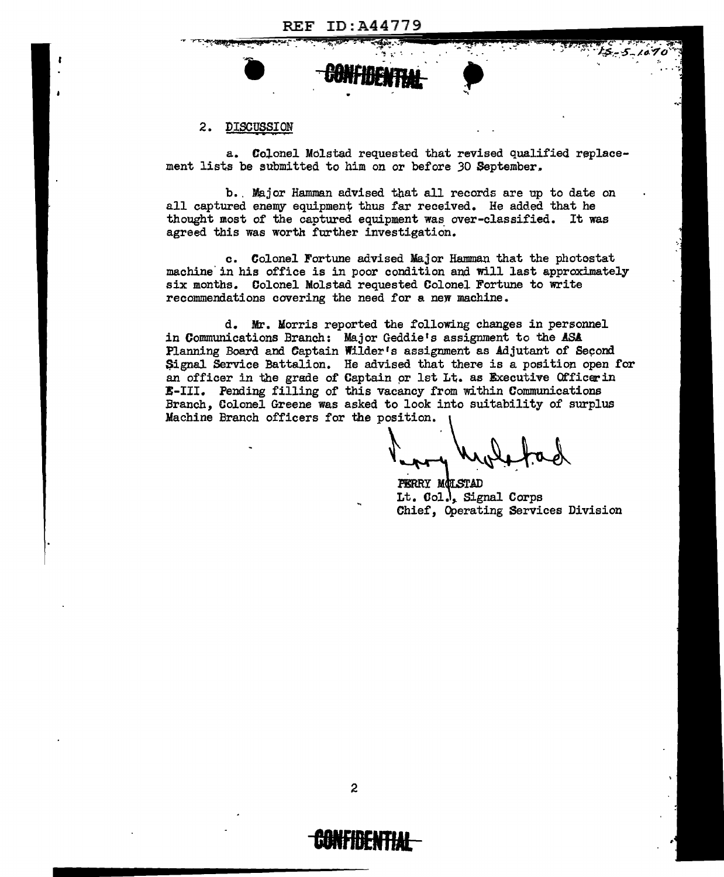REF ID:A44779

CONFIDENTIAL

2. DISCUSSION

a. Colonel Molstad requested that revised qualified replacement lists be submitted to him on or before 30 September.

b. Major Hamman advised that all records are up to date on all captured enemy equipment thus far received. He added that he thought most of the captured equipment was over-classified. It was agreed this was worth further investigation.

c. Colonel Fortune advised Major Hamman that the photostat machine in his office is in poor condition and will last approximately six months. Colonel Molstad requested Colonel Fortune to write recommendations covering the need for a new machine.

d. Mr. Morris reported the following changes in personnel in Communications Branch: Major Geddie's assignment to the ASA Planning Board and Captain Wilder's assignment as Adjutant of Second Signal Service Battalion. He advised that there is a position open for an officer in the grade of Captain or 1st Lt. as Executive Officer in E-III. Pending filling of this vacancy from within Communications Branch, Colonel Greene was asked to look into suitability of surplus Machine Branch officers for the position.

PERRY MOLSTAD
Lt. Col., Signal Corps
Chief, Operating Services Division

CONFIDENTIAL